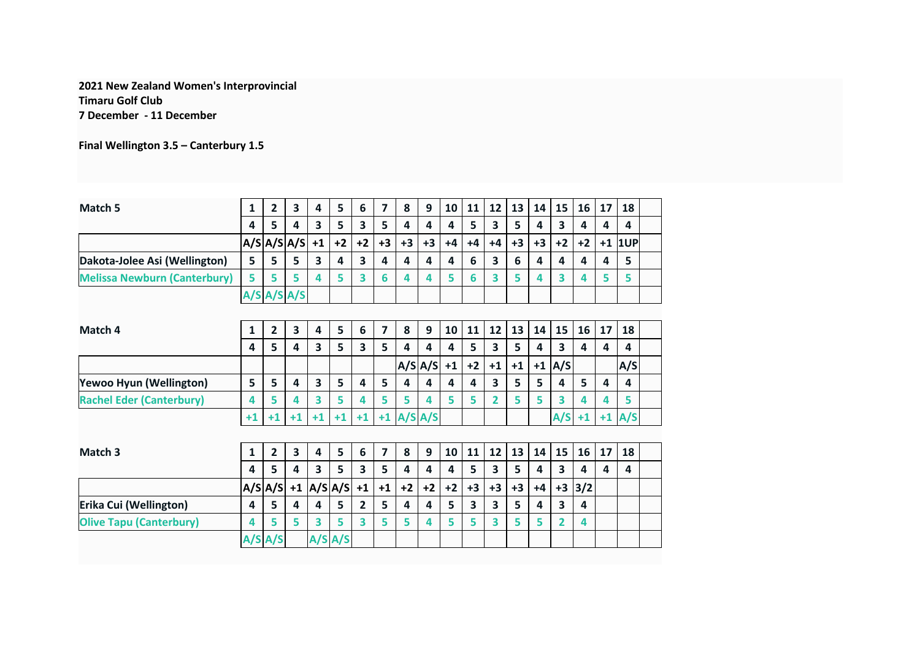**2021 New Zealand Women's Interprovincial**
**Timaru Golf Club**
**7 December - 11 December**

**Final Wellington 3.5 – Canterbury 1.5**

| Match 5 | 1 | 2 | 3 | 4 | 5 | 6 | 7 | 8 | 9 | 10 | 11 | 12 | 13 | 14 | 15 | 16 | 17 | 18 | |
|---|---|---|---|---|---|---|---|---|---|---|---|---|---|---|---|---|---|---|---|
| | 4 | 5 | 4 | 3 | 5 | 3 | 5 | 4 | 4 | 4 | 5 | 3 | 5 | 4 | 3 | 4 | 4 | 4 | |
| | A/S | A/S | A/S | +1 | +2 | +2 | +3 | +3 | +3 | +4 | +4 | +4 | +3 | +3 | +2 | +2 | +1 | 1UP | |
| Dakota-Jolee Asi (Wellington) | 5 | 5 | 5 | 3 | 4 | 3 | 4 | 4 | 4 | 4 | 6 | 3 | 6 | 4 | 4 | 4 | 4 | 5 | |
| Melissa Newburn (Canterbury) | 5 | 5 | 5 | 4 | 5 | 3 | 6 | 4 | 4 | 5 | 6 | 3 | 5 | 4 | 3 | 4 | 5 | 5 | |
| | A/S | A/S | A/S | | | | | | | | | | | | | | | | |

| Match 4 | 1 | 2 | 3 | 4 | 5 | 6 | 7 | 8 | 9 | 10 | 11 | 12 | 13 | 14 | 15 | 16 | 17 | 18 | |
|---|---|---|---|---|---|---|---|---|---|---|---|---|---|---|---|---|---|---|---|
| | 4 | 5 | 4 | 3 | 5 | 3 | 5 | 4 | 4 | 4 | 5 | 3 | 5 | 4 | 3 | 4 | 4 | 4 | |
| | | | | | | | | A/S | A/S | +1 | +2 | +1 | +1 | +1 | A/S | | | A/S | |
| Yewoo Hyun (Wellington) | 5 | 5 | 4 | 3 | 5 | 4 | 5 | 4 | 4 | 4 | 4 | 3 | 5 | 5 | 4 | 5 | 4 | 4 | |
| Rachel Eder (Canterbury) | 4 | 5 | 4 | 3 | 5 | 4 | 5 | 5 | 4 | 5 | 5 | 2 | 5 | 5 | 3 | 4 | 4 | 5 | |
| | +1 | +1 | +1 | +1 | +1 | +1 | +1 | A/S | A/S | | | | | | A/S | +1 | +1 | A/S | |

| Match 3 | 1 | 2 | 3 | 4 | 5 | 6 | 7 | 8 | 9 | 10 | 11 | 12 | 13 | 14 | 15 | 16 | 17 | 18 | |
|---|---|---|---|---|---|---|---|---|---|---|---|---|---|---|---|---|---|---|---|
| | 4 | 5 | 4 | 3 | 5 | 3 | 5 | 4 | 4 | 4 | 5 | 3 | 5 | 4 | 3 | 4 | 4 | 4 | |
| | A/S | A/S | +1 | A/S | A/S | +1 | +1 | +2 | +2 | +2 | +3 | +3 | +3 | +4 | +3 | 3/2 | | | |
| Erika Cui (Wellington) | 4 | 5 | 4 | 4 | 5 | 2 | 5 | 4 | 4 | 5 | 3 | 3 | 5 | 4 | 3 | 4 | | | |
| Olive Tapu (Canterbury) | 4 | 5 | 5 | 3 | 5 | 3 | 5 | 5 | 4 | 5 | 5 | 3 | 5 | 5 | 2 | 4 | | | |
| | A/S | A/S | | A/S | A/S | | | | | | | | | | | | | | |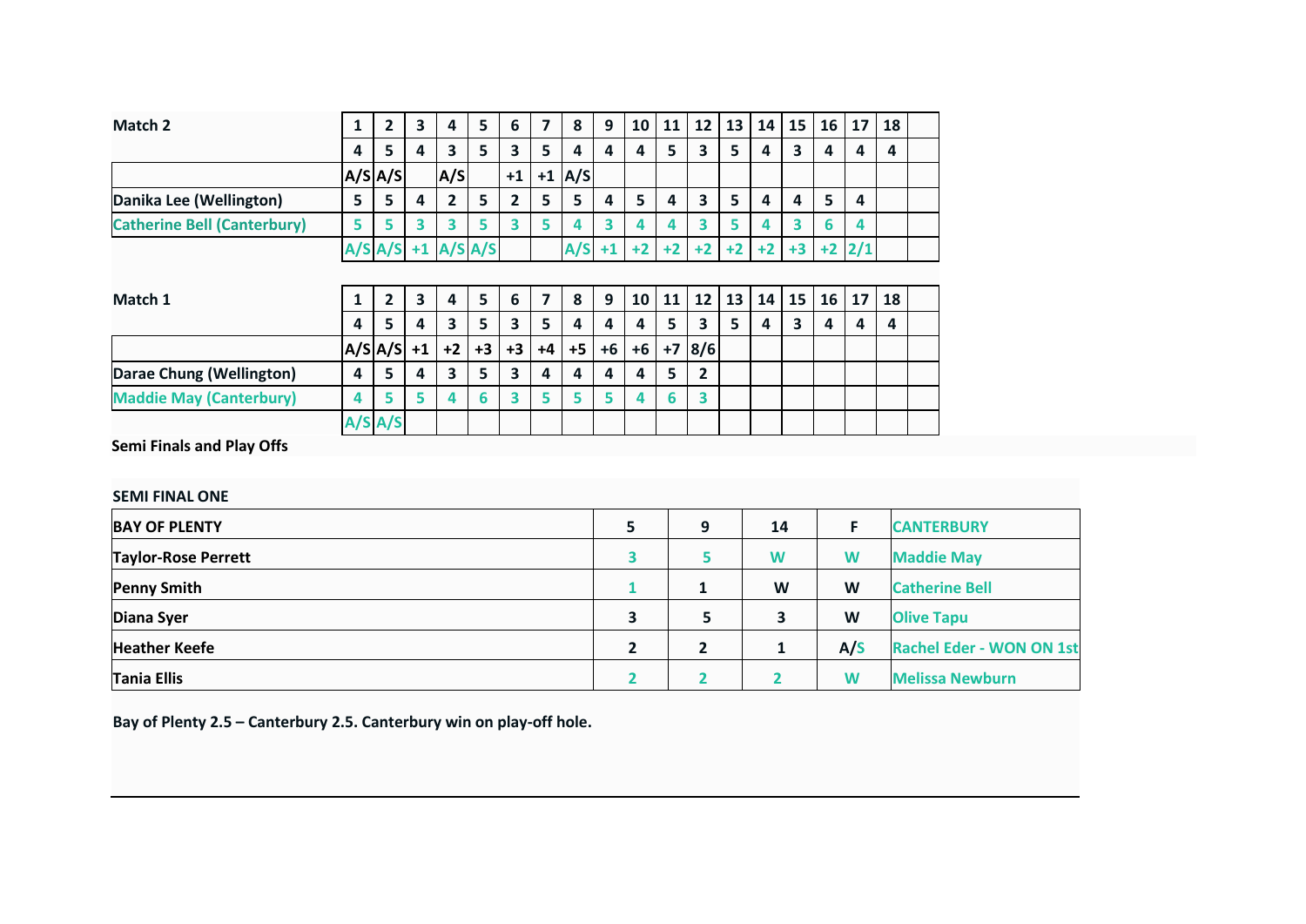| Match 2 | 1 | 2 | 3 | 4 | 5 | 6 | 7 | 8 | 9 | 10 | 11 | 12 | 13 | 14 | 15 | 16 | 17 | 18 | |
|---|---|---|---|---|---|---|---|---|---|---|---|---|---|---|---|---|---|---|---|
| | 4 | 5 | 4 | 3 | 5 | 3 | 5 | 4 | 4 | 4 | 5 | 3 | 5 | 4 | 3 | 4 | 4 | 4 | |
| | A/S | A/S | | A/S | | +1 | +1 | A/S | | | | | | | | | | | |
| Danika Lee (Wellington) | 5 | 5 | 4 | 2 | 5 | 2 | 5 | 5 | 4 | 5 | 4 | 3 | 5 | 4 | 4 | 5 | 4 | | |
| Catherine Bell (Canterbury) | 5 | 5 | 3 | 3 | 5 | 3 | 5 | 4 | 3 | 4 | 4 | 3 | 5 | 4 | 3 | 6 | 4 | | |
| | A/S | A/S | +1 | A/S | A/S | | | A/S | +1 | +2 | +2 | +2 | +2 | +2 | +3 | +2 | 2/1 | | |

| Match 1 | 1 | 2 | 3 | 4 | 5 | 6 | 7 | 8 | 9 | 10 | 11 | 12 | 13 | 14 | 15 | 16 | 17 | 18 | |
|---|---|---|---|---|---|---|---|---|---|---|---|---|---|---|---|---|---|---|---|
| | 4 | 5 | 4 | 3 | 5 | 3 | 5 | 4 | 4 | 4 | 5 | 3 | 5 | 4 | 3 | 4 | 4 | 4 | |
| | A/S | A/S | +1 | +2 | +3 | +3 | +4 | +5 | +6 | +6 | +7 | 8/6 | | | | | | | |
| Darae Chung (Wellington) | 4 | 5 | 4 | 3 | 5 | 3 | 4 | 4 | 4 | 4 | 5 | 2 | | | | | | | |
| Maddie May (Canterbury) | 4 | 5 | 5 | 4 | 6 | 3 | 5 | 5 | 5 | 4 | 6 | 3 | | | | | | | |
| | A/S | A/S | | | | | | | | | | | | | | | | | |

**Semi Finals and Play Offs**

**SEMI FINAL ONE**

| BAY OF PLENTY | 5 | 9 | 14 | F | CANTERBURY |
|---|---|---|---|---|---|
| Taylor-Rose Perrett | 3 | 5 | W | W | Maddie May |
| Penny Smith | 1 | 1 | W | W | Catherine Bell |
| Diana Syer | 3 | 5 | 3 | W | Olive Tapu |
| Heather Keefe | 2 | 2 | 1 | A/S | Rachel Eder - WON ON 1st |
| Tania Ellis | 2 | 2 | 2 | W | Melissa Newburn |

**Bay of Plenty 2.5 – Canterbury 2.5. Canterbury win on play-off hole.**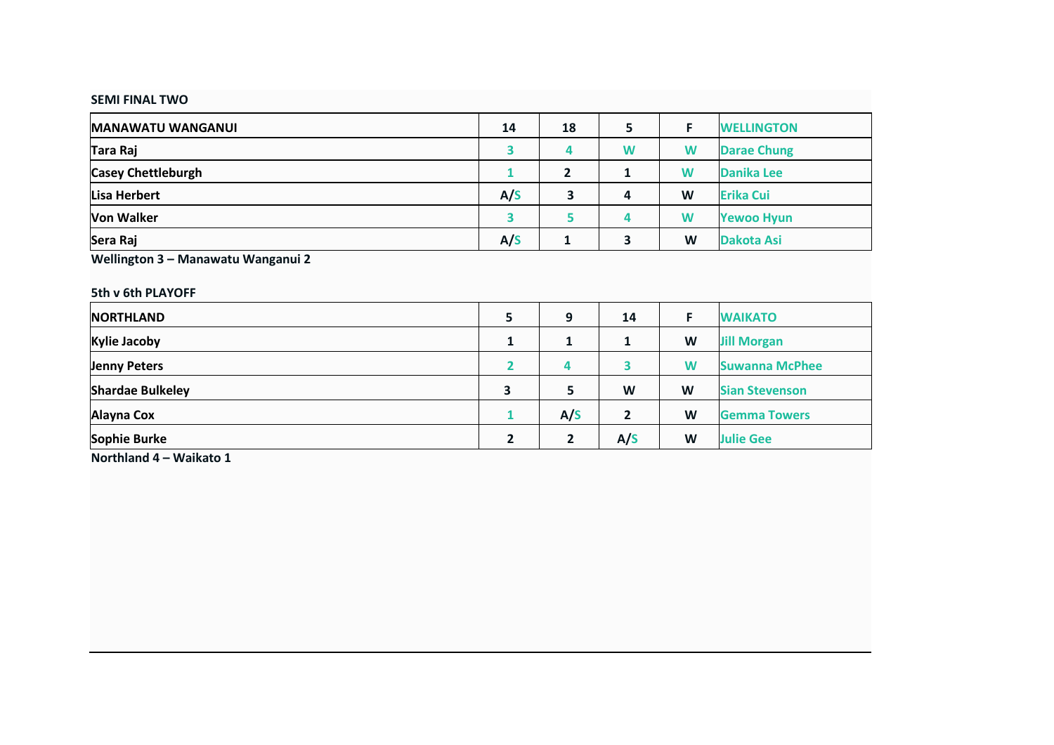**SEMI FINAL TWO**

| MANAWATU WANGANUI | 14 | 18 | 5 | F | WELLINGTON |
|---|---|---|---|---|---|
| Tara Raj | 3 | 4 | W | W | Darae Chung |
| Casey Chettleburgh | 1 | 2 | 1 | W | Danika Lee |
| Lisa Herbert | A/S | 3 | 4 | W | Erika Cui |
| Von Walker | 3 | 5 | 4 | W | Yewoo Hyun |
| Sera Raj | A/S | 1 | 3 | W | Dakota Asi |

**Wellington 3 – Manawatu Wanganui 2**

**5th v 6th PLAYOFF**

| NORTHLAND | 5 | 9 | 14 | F | WAIKATO |
|---|---|---|---|---|---|
| Kylie Jacoby | 1 | 1 | 1 | W | Jill Morgan |
| Jenny Peters | 2 | 4 | 3 | W | Suwanna McPhee |
| Shardae Bulkeley | 3 | 5 | W | W | Sian Stevenson |
| Alayna Cox | 1 | A/S | 2 | W | Gemma Towers |
| Sophie Burke | 2 | 2 | A/S | W | Julie Gee |

**Northland 4 – Waikato 1**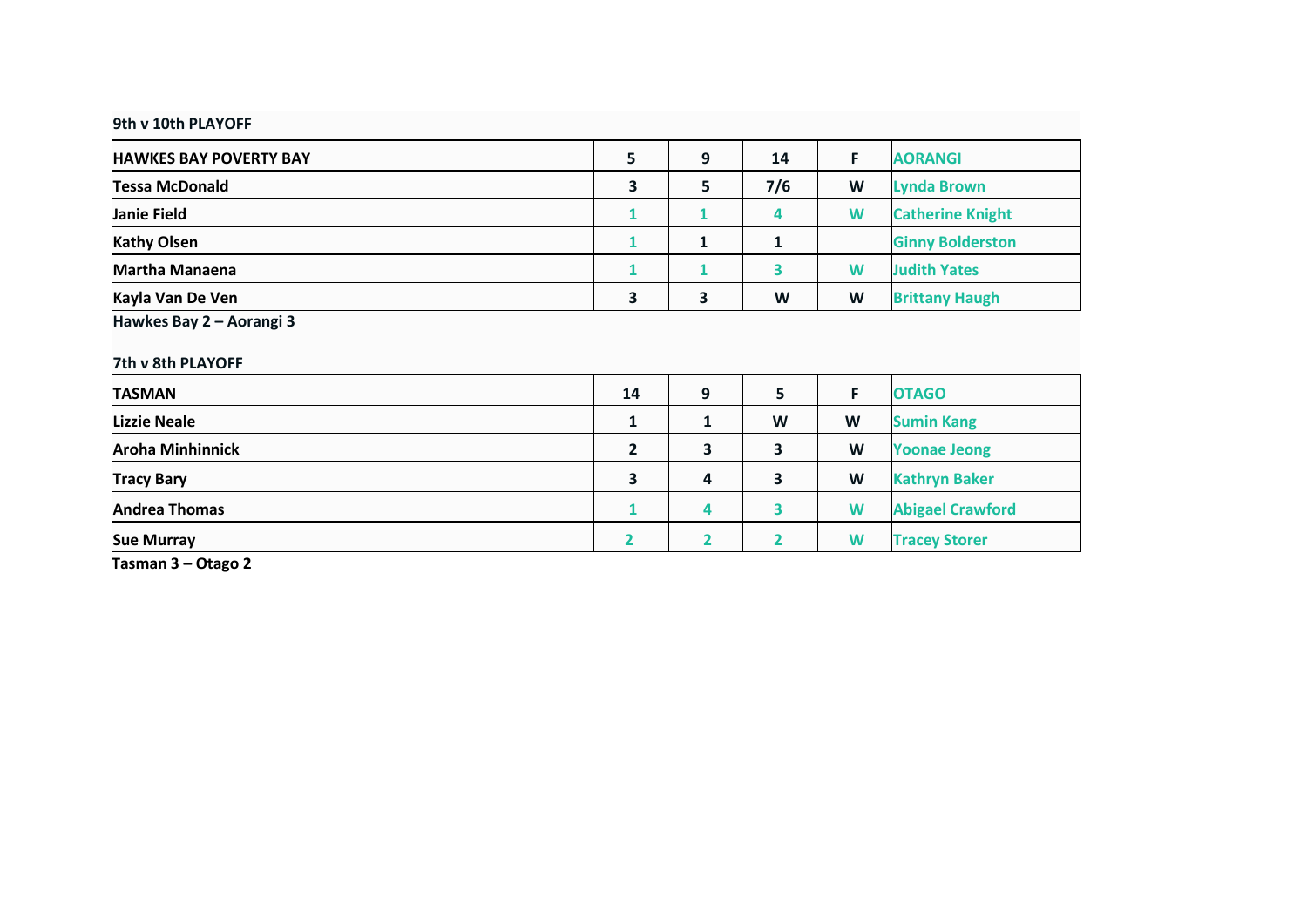**9th v 10th PLAYOFF**

| | | | | | |
|---|---|---|---|---|---|
| **HAWKES BAY POVERTY BAY** | **5** | **9** | **14** | **F** | **AORANGI** |
| **Tessa McDonald** | **3** | **5** | **7/6** | **W** | **Lynda Brown** |
| **Janie Field** | **1** | **1** | **4** | **W** | **Catherine Knight** |
| **Kathy Olsen** | **1** | **1** | **1** | | **Ginny Bolderston** |
| **Martha Manaena** | **1** | **1** | **3** | **W** | **Judith Yates** |
| **Kayla Van De Ven** | **3** | **3** | **W** | **W** | **Brittany Haugh** |

**Hawkes Bay 2 – Aorangi 3**

**7th v 8th PLAYOFF**

| | | | | | |
|---|---|---|---|---|---|
| **TASMAN** | **14** | **9** | **5** | **F** | **OTAGO** |
| **Lizzie Neale** | **1** | **1** | **W** | **W** | **Sumin Kang** |
| **Aroha Minhinnick** | **2** | **3** | **3** | **W** | **Yoonae Jeong** |
| **Tracy Bary** | **3** | **4** | **3** | **W** | **Kathryn Baker** |
| **Andrea Thomas** | **1** | **4** | **3** | **W** | **Abigael Crawford** |
| **Sue Murray** | **2** | **2** | **2** | **W** | **Tracey Storer** |

**Tasman 3 – Otago 2**